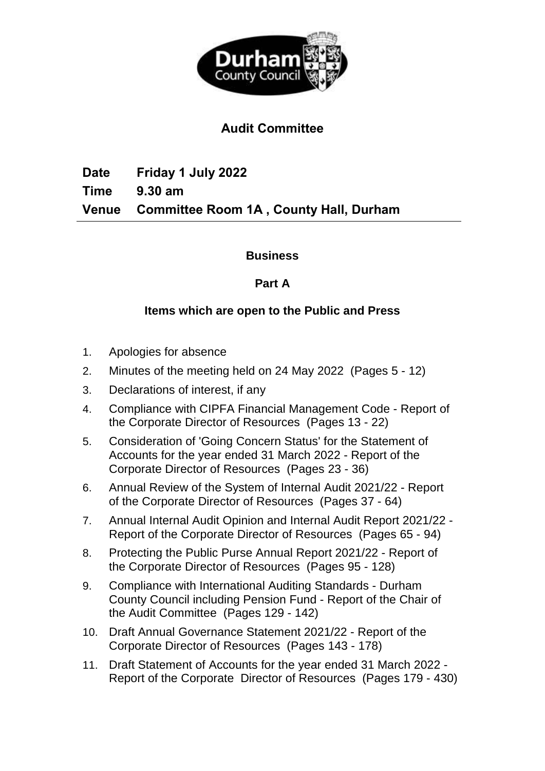Durham County Council

# Audit Committee

**Date** **Friday 1 July 2022**

**Time** **9.30 am**

**Venue** **Committee Room 1A , County Hall, Durham**

---

## Business

### Part A

### Items which are open to the Public and Press

1. Apologies for absence
2. Minutes of the meeting held on 24 May 2022 (Pages 5 - 12)
3. Declarations of interest, if any
4. Compliance with CIPFA Financial Management Code - Report of the Corporate Director of Resources (Pages 13 - 22)
5. Consideration of 'Going Concern Status' for the Statement of Accounts for the year ended 31 March 2022 - Report of the Corporate Director of Resources (Pages 23 - 36)
6. Annual Review of the System of Internal Audit 2021/22 - Report of the Corporate Director of Resources (Pages 37 - 64)
7. Annual Internal Audit Opinion and Internal Audit Report 2021/22 - Report of the Corporate Director of Resources (Pages 65 - 94)
8. Protecting the Public Purse Annual Report 2021/22 - Report of the Corporate Director of Resources (Pages 95 - 128)
9. Compliance with International Auditing Standards - Durham County Council including Pension Fund - Report of the Chair of the Audit Committee (Pages 129 - 142)
10. Draft Annual Governance Statement 2021/22 - Report of the Corporate Director of Resources (Pages 143 - 178)
11. Draft Statement of Accounts for the year ended 31 March 2022 - Report of the Corporate Director of Resources (Pages 179 - 430)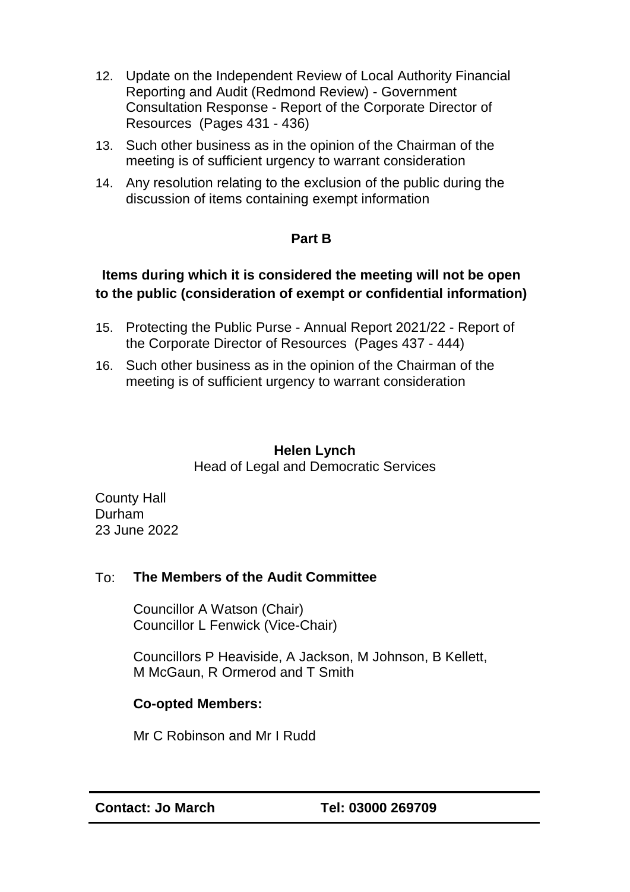12. Update on the Independent Review of Local Authority Financial Reporting and Audit (Redmond Review) - Government Consultation Response - Report of the Corporate Director of Resources (Pages 431 - 436)
13. Such other business as in the opinion of the Chairman of the meeting is of sufficient urgency to warrant consideration
14. Any resolution relating to the exclusion of the public during the discussion of items containing exempt information

**Part B**

**Items during which it is considered the meeting will not be open to the public (consideration of exempt or confidential information)**

15. Protecting the Public Purse - Annual Report 2021/22 - Report of the Corporate Director of Resources (Pages 437 - 444)
16. Such other business as in the opinion of the Chairman of the meeting is of sufficient urgency to warrant consideration

**Helen Lynch**
Head of Legal and Democratic Services

County Hall
Durham
23 June 2022

To: **The Members of the Audit Committee**

Councillor A Watson (Chair)
Councillor L Fenwick (Vice-Chair)

Councillors P Heaviside, A Jackson, M Johnson, B Kellett, M McGaun, R Ormerod and T Smith

**Co-opted Members:**

Mr C Robinson and Mr I Rudd

**Contact: Jo March** **Tel: 03000 269709**